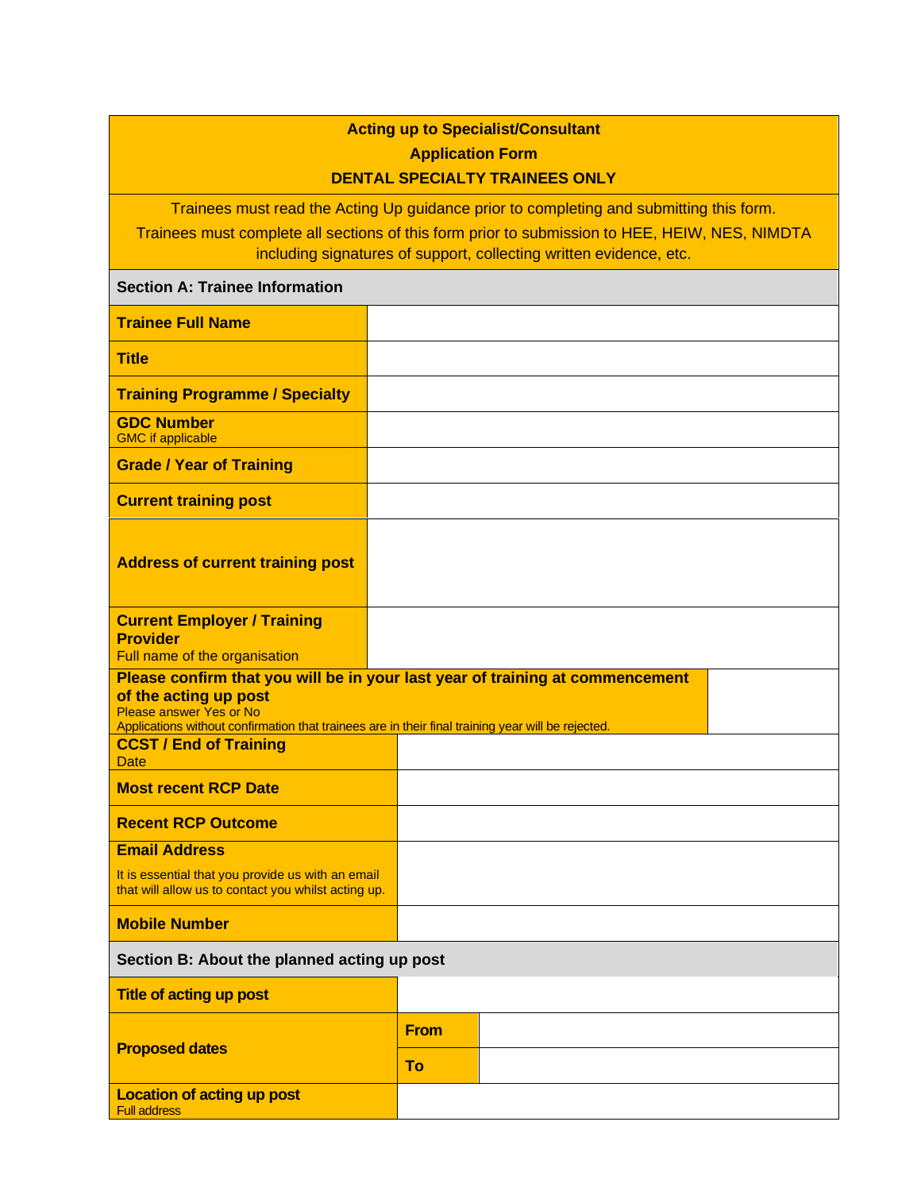**Acting up to Specialist/Consultant**

**Application Form**

**DENTAL SPECIALTY TRAINEES ONLY**

Trainees must read the Acting Up guidance prior to completing and submitting this form.

Trainees must complete all sections of this form prior to submission to HEE, HEIW, NES, NIMDTA including signatures of support, collecting written evidence, etc.

## Section A: Trainee Information

| Field | Response |
|---|---|
| **Trainee Full Name** | |
| **Title** | |
| **Training Programme / Specialty** | |
| **GDC Number** GMC if applicable | |
| **Grade / Year of Training** | |
| **Current training post** | |
| **Address of current training post** | |
| **Current Employer / Training Provider** Full name of the organisation | |
| **Please confirm that you will be in your last year of training at commencement of the acting up post** Please answer Yes or No. Applications without confirmation that trainees are in their final training year will be rejected. | |
| **CCST / End of Training** Date | |
| **Most recent RCP Date** | |
| **Recent RCP Outcome** | |
| **Email Address** It is essential that you provide us with an email that will allow us to contact you whilst acting up. | |
| **Mobile Number** | |

## Section B: About the planned acting up post

| Field | | |
|---|---|---|
| **Title of acting up post** | | |
| **Proposed dates** | **From** | |
| | **To** | |
| **Location of acting up post** Full address | | |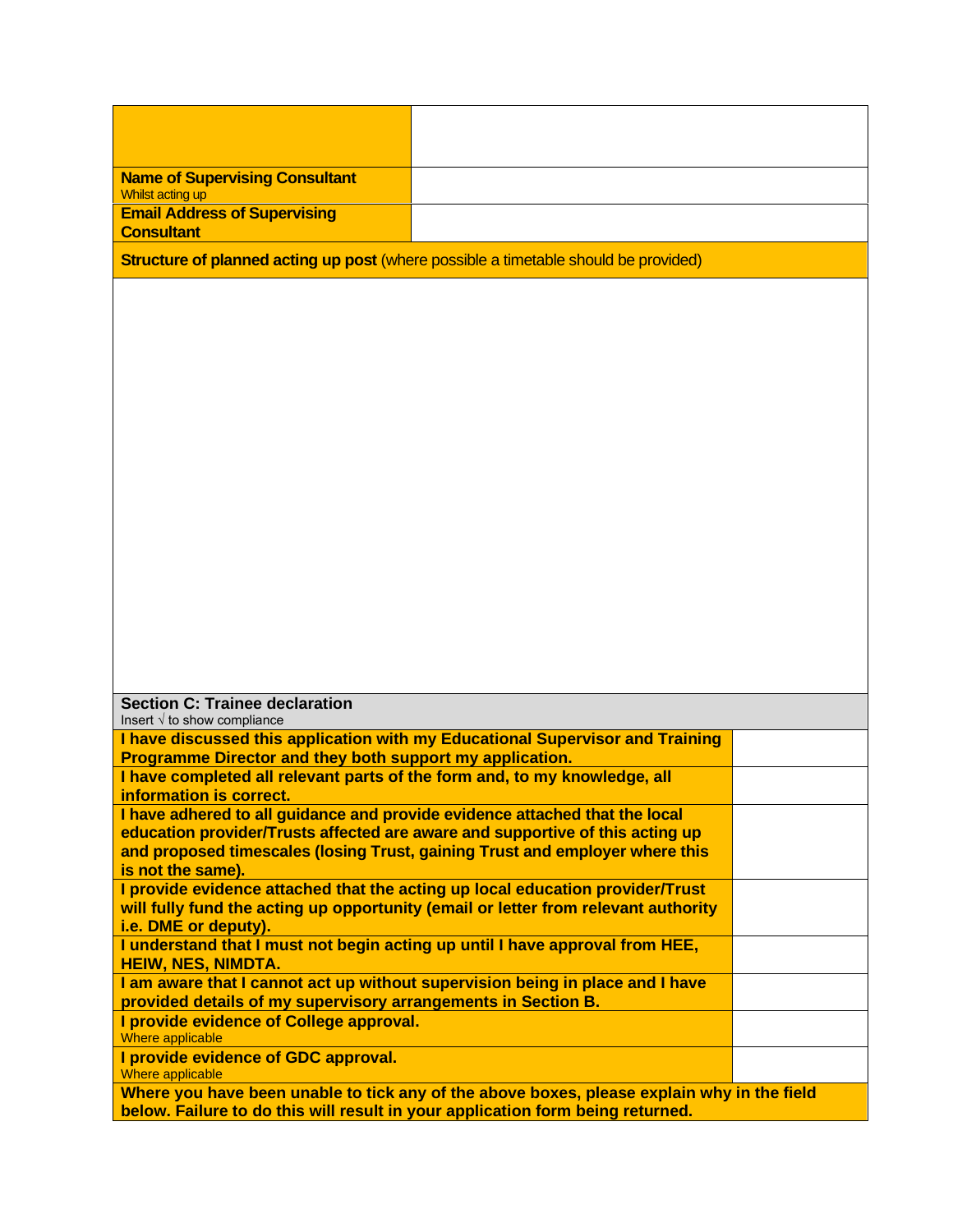| | |
|---|---|
| | |
| **Name of Supervising Consultant** Whilst acting up | |
| **Email Address of Supervising Consultant** | |

**Structure of planned acting up post** (where possible a timetable should be provided)

| |
|---|
| |

| **Section C: Trainee declaration** Insert √ to show compliance | |
|---|---|
| **I have discussed this application with my Educational Supervisor and Training Programme Director and they both support my application.** | |
| **I have completed all relevant parts of the form and, to my knowledge, all information is correct.** | |
| **I have adhered to all guidance and provide evidence attached that the local education provider/Trusts affected are aware and supportive of this acting up and proposed timescales (losing Trust, gaining Trust and employer where this is not the same).** | |
| **I provide evidence attached that the acting up local education provider/Trust will fully fund the acting up opportunity (email or letter from relevant authority i.e. DME or deputy).** | |
| **I understand that I must not begin acting up until I have approval from HEE, HEIW, NES, NIMDTA.** | |
| **I am aware that I cannot act up without supervision being in place and I have provided details of my supervisory arrangements in Section B.** | |
| **I provide evidence of College approval.** Where applicable | |
| **I provide evidence of GDC approval.** Where applicable | |

**Where you have been unable to tick any of the above boxes, please explain why in the field below. Failure to do this will result in your application form being returned.**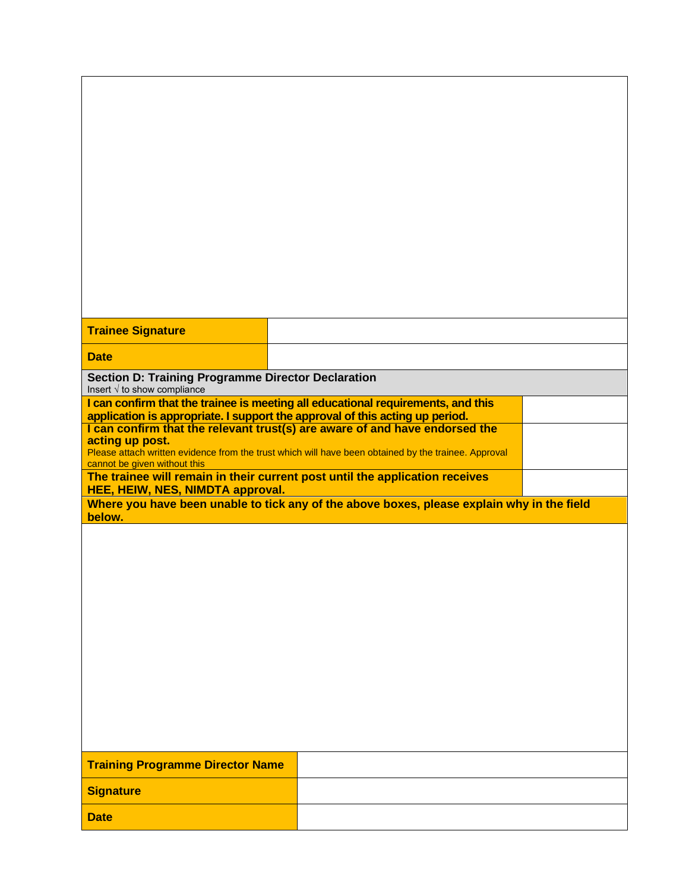| | |
|---|---|
| **Trainee Signature** | |
| **Date** | |

**Section D: Training Programme Director Declaration**
Insert √ to show compliance

| | |
|---|---|
| **I can confirm that the trainee is meeting all educational requirements, and this application is appropriate. I support the approval of this acting up period.** | |
| **I can confirm that the relevant trust(s) are aware of and have endorsed the acting up post.** Please attach written evidence from the trust which will have been obtained by the trainee. Approval cannot be given without this | |
| **The trainee will remain in their current post until the application receives HEE, HEIW, NES, NIMDTA approval.** | |

**Where you have been unable to tick any of the above boxes, please explain why in the field below.**

| | |
|---|---|
| **Training Programme Director Name** | |
| **Signature** | |
| **Date** | |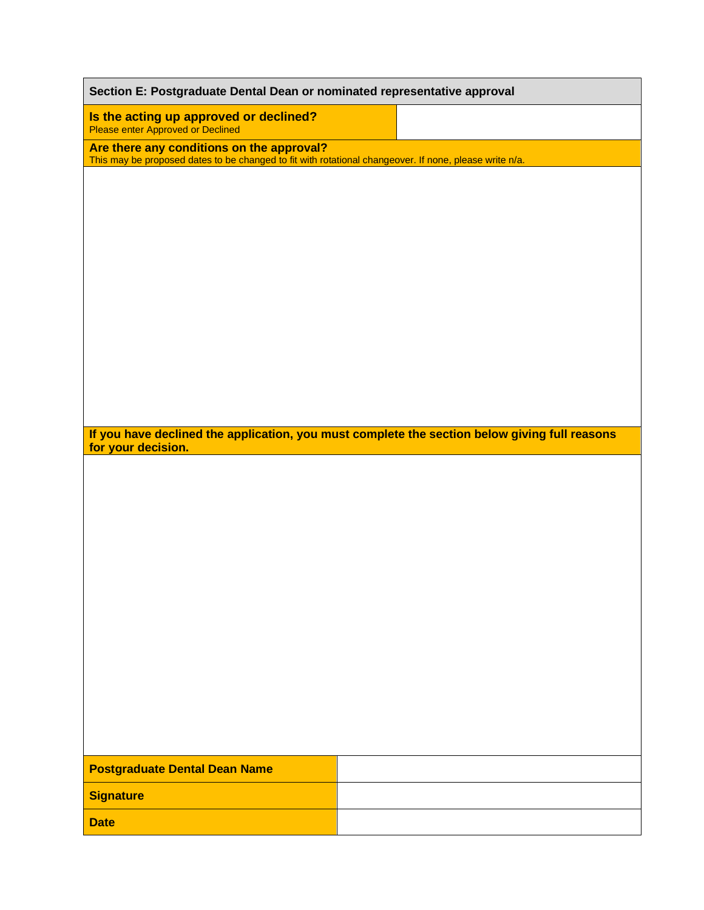## Section E: Postgraduate Dental Dean or nominated representative approval

| **Is the acting up approved or declined?**<br>Please enter Approved or Declined | |
|---|---|

**Are there any conditions on the approval?**
This may be proposed dates to be changed to fit with rotational changeover. If none, please write n/a.

**If you have declined the application, you must complete the section below giving full reasons for your decision.**

| | |
|---|---|
| **Postgraduate Dental Dean Name** | |
| **Signature** | |
| **Date** | |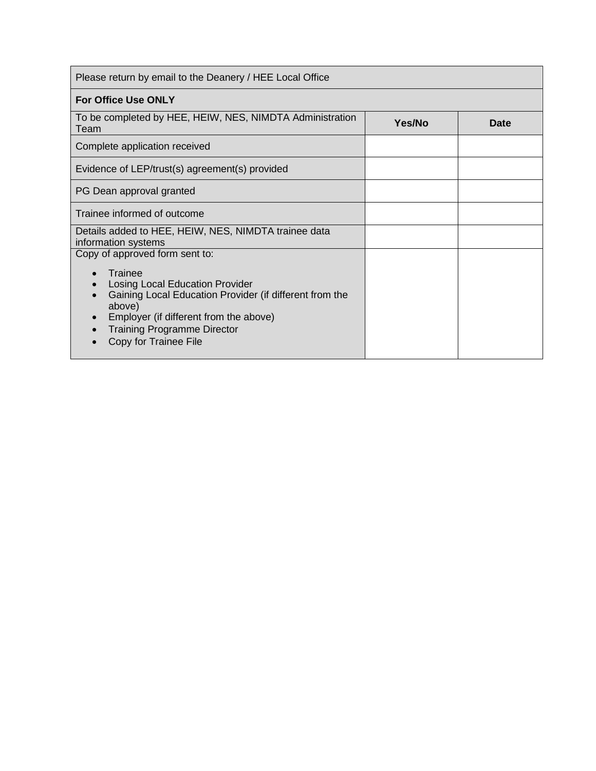| Please return by email to the Deanery / HEE Local Office | | |
|---|---|---|
| **For Office Use ONLY** | | |
| To be completed by HEE, HEIW, NES, NIMDTA Administration Team | **Yes/No** | **Date** |
| Complete application received | | |
| Evidence of LEP/trust(s) agreement(s) provided | | |
| PG Dean approval granted | | |
| Trainee informed of outcome | | |
| Details added to HEE, HEIW, NES, NIMDTA trainee data information systems | | |
| Copy of approved form sent to:<br>• Trainee<br>• Losing Local Education Provider<br>• Gaining Local Education Provider (if different from the above)<br>• Employer (if different from the above)<br>• Training Programme Director<br>• Copy for Trainee File | | |